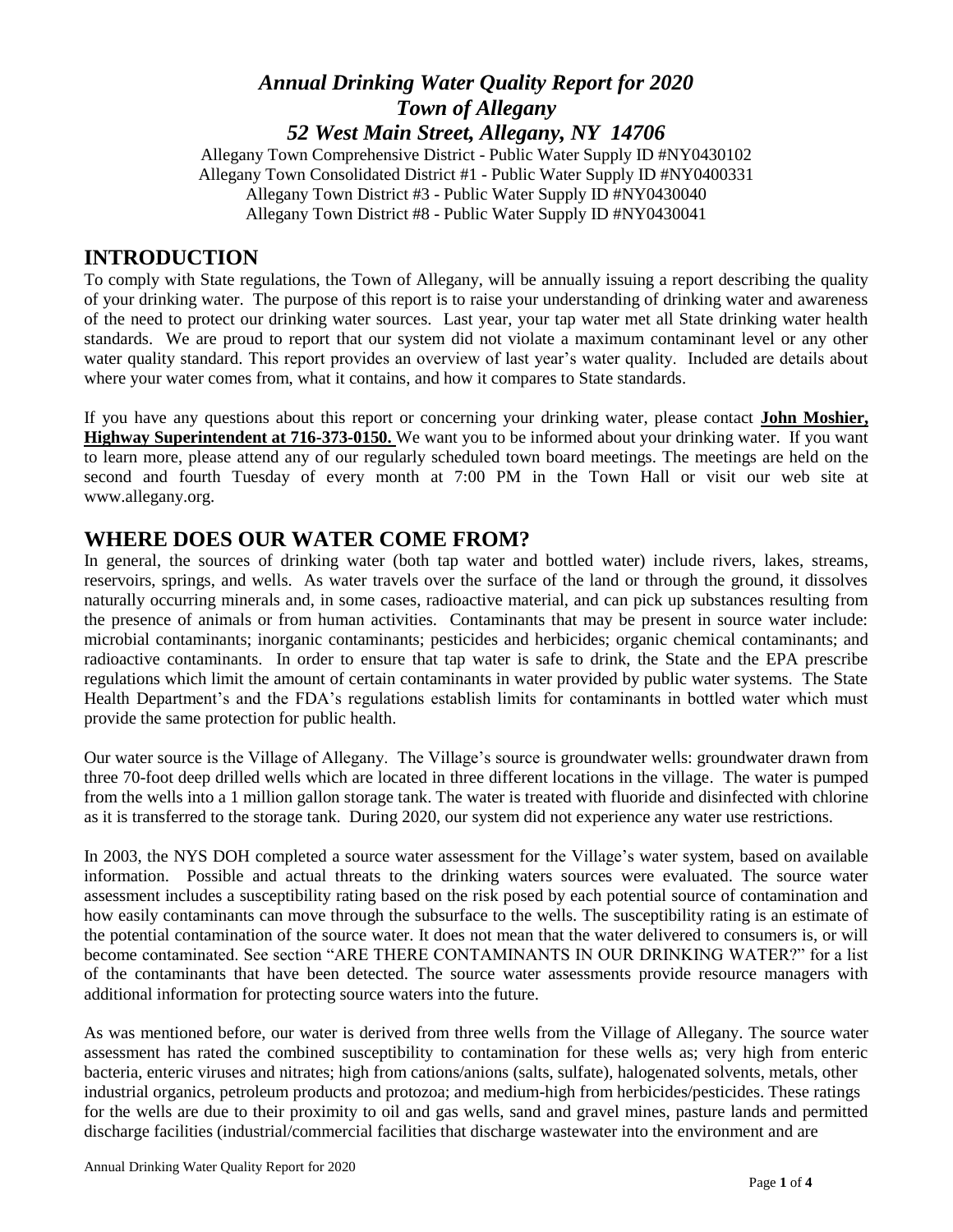# *Annual Drinking Water Quality Report for 2020*
# *Town of Allegany*
# *52 West Main Street, Allegany, NY 14706*

Allegany Town Comprehensive District - Public Water Supply ID #NY0430102
Allegany Town Consolidated District #1 - Public Water Supply ID #NY0400331
Allegany Town District #3 - Public Water Supply ID #NY0430040
Allegany Town District #8 - Public Water Supply ID #NY0430041

## INTRODUCTION

To comply with State regulations, the Town of Allegany, will be annually issuing a report describing the quality of your drinking water. The purpose of this report is to raise your understanding of drinking water and awareness of the need to protect our drinking water sources. Last year, your tap water met all State drinking water health standards. We are proud to report that our system did not violate a maximum contaminant level or any other water quality standard. This report provides an overview of last year's water quality. Included are details about where your water comes from, what it contains, and how it compares to State standards.

If you have any questions about this report or concerning your drinking water, please contact **John Moshier, Highway Superintendent at 716-373-0150.** We want you to be informed about your drinking water. If you want to learn more, please attend any of our regularly scheduled town board meetings. The meetings are held on the second and fourth Tuesday of every month at 7:00 PM in the Town Hall or visit our web site at www.allegany.org.

## WHERE DOES OUR WATER COME FROM?

In general, the sources of drinking water (both tap water and bottled water) include rivers, lakes, streams, reservoirs, springs, and wells. As water travels over the surface of the land or through the ground, it dissolves naturally occurring minerals and, in some cases, radioactive material, and can pick up substances resulting from the presence of animals or from human activities. Contaminants that may be present in source water include: microbial contaminants; inorganic contaminants; pesticides and herbicides; organic chemical contaminants; and radioactive contaminants. In order to ensure that tap water is safe to drink, the State and the EPA prescribe regulations which limit the amount of certain contaminants in water provided by public water systems. The State Health Department's and the FDA's regulations establish limits for contaminants in bottled water which must provide the same protection for public health.

Our water source is the Village of Allegany. The Village's source is groundwater wells: groundwater drawn from three 70-foot deep drilled wells which are located in three different locations in the village. The water is pumped from the wells into a 1 million gallon storage tank. The water is treated with fluoride and disinfected with chlorine as it is transferred to the storage tank. During 2020, our system did not experience any water use restrictions.

In 2003, the NYS DOH completed a source water assessment for the Village's water system, based on available information. Possible and actual threats to the drinking waters sources were evaluated. The source water assessment includes a susceptibility rating based on the risk posed by each potential source of contamination and how easily contaminants can move through the subsurface to the wells. The susceptibility rating is an estimate of the potential contamination of the source water. It does not mean that the water delivered to consumers is, or will become contaminated. See section "ARE THERE CONTAMINANTS IN OUR DRINKING WATER?" for a list of the contaminants that have been detected. The source water assessments provide resource managers with additional information for protecting source waters into the future.

As was mentioned before, our water is derived from three wells from the Village of Allegany. The source water assessment has rated the combined susceptibility to contamination for these wells as; very high from enteric bacteria, enteric viruses and nitrates; high from cations/anions (salts, sulfate), halogenated solvents, metals, other industrial organics, petroleum products and protozoa; and medium-high from herbicides/pesticides. These ratings for the wells are due to their proximity to oil and gas wells, sand and gravel mines, pasture lands and permitted discharge facilities (industrial/commercial facilities that discharge wastewater into the environment and are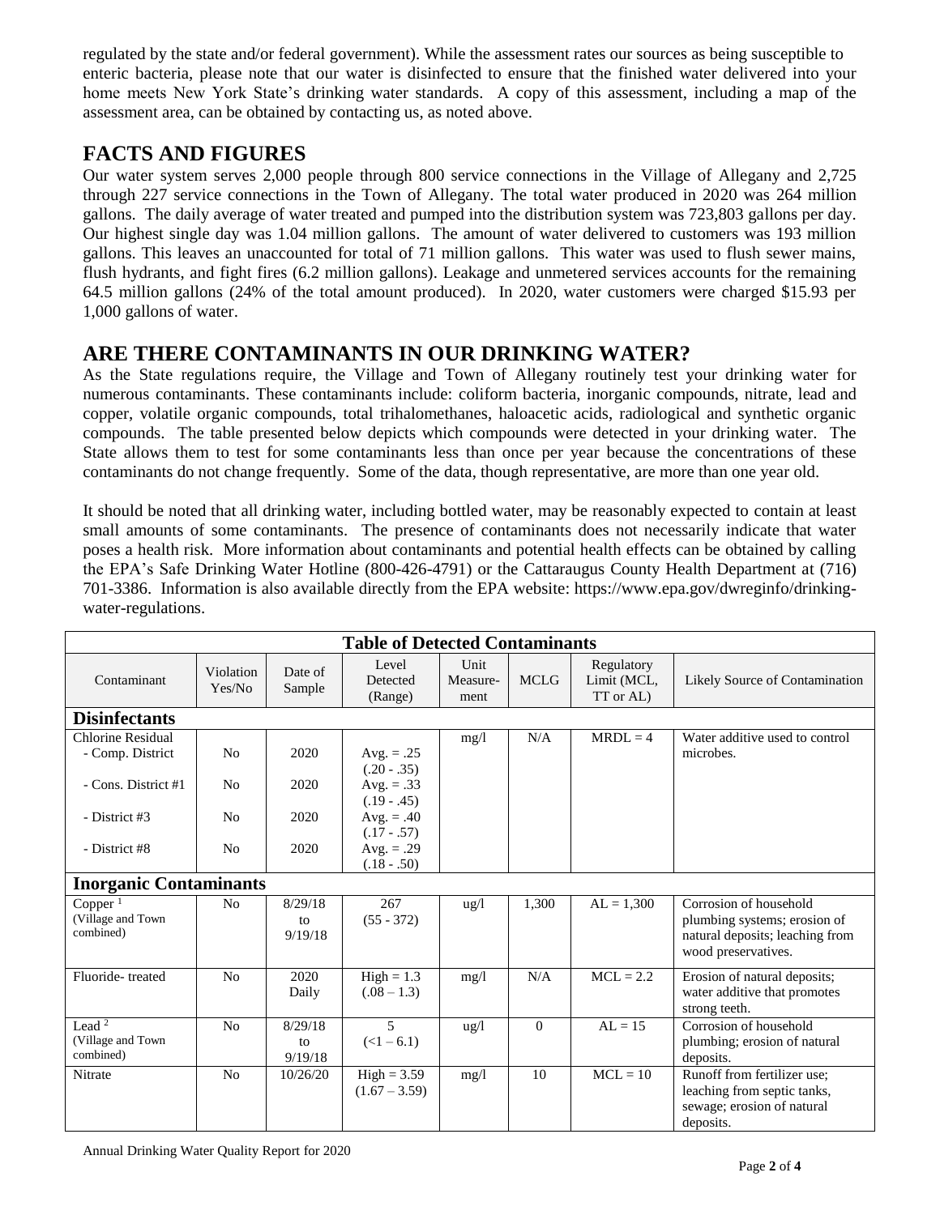regulated by the state and/or federal government). While the assessment rates our sources as being susceptible to enteric bacteria, please note that our water is disinfected to ensure that the finished water delivered into your home meets New York State's drinking water standards. A copy of this assessment, including a map of the assessment area, can be obtained by contacting us, as noted above.

## FACTS AND FIGURES

Our water system serves 2,000 people through 800 service connections in the Village of Allegany and 2,725 through 227 service connections in the Town of Allegany. The total water produced in 2020 was 264 million gallons. The daily average of water treated and pumped into the distribution system was 723,803 gallons per day. Our highest single day was 1.04 million gallons. The amount of water delivered to customers was 193 million gallons. This leaves an unaccounted for total of 71 million gallons. This water was used to flush sewer mains, flush hydrants, and fight fires (6.2 million gallons). Leakage and unmetered services accounts for the remaining 64.5 million gallons (24% of the total amount produced). In 2020, water customers were charged $15.93 per 1,000 gallons of water.

## ARE THERE CONTAMINANTS IN OUR DRINKING WATER?

As the State regulations require, the Village and Town of Allegany routinely test your drinking water for numerous contaminants. These contaminants include: coliform bacteria, inorganic compounds, nitrate, lead and copper, volatile organic compounds, total trihalomethanes, haloacetic acids, radiological and synthetic organic compounds. The table presented below depicts which compounds were detected in your drinking water. The State allows them to test for some contaminants less than once per year because the concentrations of these contaminants do not change frequently. Some of the data, though representative, are more than one year old.

It should be noted that all drinking water, including bottled water, may be reasonably expected to contain at least small amounts of some contaminants. The presence of contaminants does not necessarily indicate that water poses a health risk. More information about contaminants and potential health effects can be obtained by calling the EPA's Safe Drinking Water Hotline (800-426-4791) or the Cattaraugus County Health Department at (716) 701-3386. Information is also available directly from the EPA website: https://www.epa.gov/dwreginfo/drinking-water-regulations.

**Table of Detected Contaminants**

| Contaminant | Violation Yes/No | Date of Sample | Level Detected (Range) | Unit Measure-ment | MCLG | Regulatory Limit (MCL, TT or AL) | Likely Source of Contamination |
|---|---|---|---|---|---|---|---|
| **Disinfectants** | | | | | | | |
| Chlorine Residual | | | | mg/l | N/A | MRDL = 4 | Water additive used to control microbes. |
| - Comp. District | No | 2020 | Avg. = .25 (.20 - .35) | | | | |
| - Cons. District #1 | No | 2020 | Avg. = .33 (.19 - .45) | | | | |
| - District #3 | No | 2020 | Avg. = .40 (.17 - .57) | | | | |
| - District #8 | No | 2020 | Avg. = .29 (.18 - .50) | | | | |
| **Inorganic Contaminants** | | | | | | | |
| Copper [1] (Village and Town combined) | No | 8/29/18 to 9/19/18 | 267 (55 - 372) | ug/l | 1,300 | AL = 1,300 | Corrosion of household plumbing systems; erosion of natural deposits; leaching from wood preservatives. |
| Fluoride- treated | No | 2020 Daily | High = 1.3 (.08 – 1.3) | mg/l | N/A | MCL = 2.2 | Erosion of natural deposits; water additive that promotes strong teeth. |
| Lead [2] (Village and Town combined) | No | 8/29/18 to 9/19/18 | 5 (<1 – 6.1) | ug/l | 0 | AL = 15 | Corrosion of household plumbing; erosion of natural deposits. |
| Nitrate | No | 10/26/20 | High = 3.59 (1.67 – 3.59) | mg/l | 10 | MCL = 10 | Runoff from fertilizer use; leaching from septic tanks, sewage; erosion of natural deposits. |

Annual Drinking Water Quality Report for 2020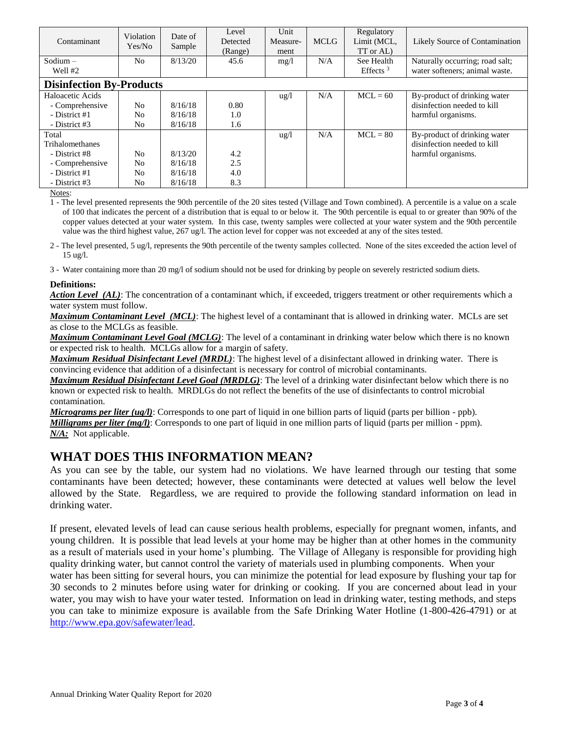| Contaminant | Violation Yes/No | Date of Sample | Level Detected (Range) | Unit Measure-ment | MCLG | Regulatory Limit (MCL, TT or AL) | Likely Source of Contamination |
|---|---|---|---|---|---|---|---|
| Sodium – Well #2 | No | 8/13/20 | 45.6 | mg/l | N/A | See Health Effects [3] | Naturally occurring; road salt; water softeners; animal waste. |
| **Disinfection By-Products** | | | | | | | |
| Haloacetic Acids | | | | ug/l | N/A | MCL = 60 | By-product of drinking water disinfection needed to kill harmful organisms. |
| - Comprehensive | No | 8/16/18 | 0.80 | | | | |
| - District #1 | No | 8/16/18 | 1.0 | | | | |
| - District #3 | No | 8/16/18 | 1.6 | | | | |
| Total Trihalomethanes | | | | ug/l | N/A | MCL = 80 | By-product of drinking water disinfection needed to kill harmful organisms. |
| - District #8 | No | 8/13/20 | 4.2 | | | | |
| - Comprehensive | No | 8/16/18 | 2.5 | | | | |
| - District #1 | No | 8/16/18 | 4.0 | | | | |
| - District #3 | No | 8/16/18 | 8.3 | | | | |

Notes:

1 - The level presented represents the 90th percentile of the 20 sites tested (Village and Town combined). A percentile is a value on a scale of 100 that indicates the percent of a distribution that is equal to or below it. The 90th percentile is equal to or greater than 90% of the copper values detected at your water system. In this case, twenty samples were collected at your water system and the 90th percentile value was the third highest value, 267 ug/l. The action level for copper was not exceeded at any of the sites tested.

2 - The level presented, 5 ug/l, represents the 90th percentile of the twenty samples collected. None of the sites exceeded the action level of 15 ug/l.

3 - Water containing more than 20 mg/l of sodium should not be used for drinking by people on severely restricted sodium diets.

**Definitions:**

***Action Level (AL)***: The concentration of a contaminant which, if exceeded, triggers treatment or other requirements which a water system must follow.

***Maximum Contaminant Level (MCL)***: The highest level of a contaminant that is allowed in drinking water. MCLs are set as close to the MCLGs as feasible.

***Maximum Contaminant Level Goal (MCLG)***: The level of a contaminant in drinking water below which there is no known or expected risk to health. MCLGs allow for a margin of safety.

***Maximum Residual Disinfectant Level (MRDL)***: The highest level of a disinfectant allowed in drinking water. There is convincing evidence that addition of a disinfectant is necessary for control of microbial contaminants.

***Maximum Residual Disinfectant Level Goal (MRDLG)***: The level of a drinking water disinfectant below which there is no known or expected risk to health. MRDLGs do not reflect the benefits of the use of disinfectants to control microbial contamination.

***Micrograms per liter (ug/l)***: Corresponds to one part of liquid in one billion parts of liquid (parts per billion - ppb).

***Milligrams per liter (mg/l)***: Corresponds to one part of liquid in one million parts of liquid (parts per million - ppm).

***N/A:*** Not applicable.

## WHAT DOES THIS INFORMATION MEAN?

As you can see by the table, our system had no violations. We have learned through our testing that some contaminants have been detected; however, these contaminants were detected at values well below the level allowed by the State. Regardless, we are required to provide the following standard information on lead in drinking water.

If present, elevated levels of lead can cause serious health problems, especially for pregnant women, infants, and young children. It is possible that lead levels at your home may be higher than at other homes in the community as a result of materials used in your home's plumbing. The Village of Allegany is responsible for providing high quality drinking water, but cannot control the variety of materials used in plumbing components. When your water has been sitting for several hours, you can minimize the potential for lead exposure by flushing your tap for 30 seconds to 2 minutes before using water for drinking or cooking. If you are concerned about lead in your water, you may wish to have your water tested. Information on lead in drinking water, testing methods, and steps you can take to minimize exposure is available from the Safe Drinking Water Hotline (1-800-426-4791) or at http://www.epa.gov/safewater/lead.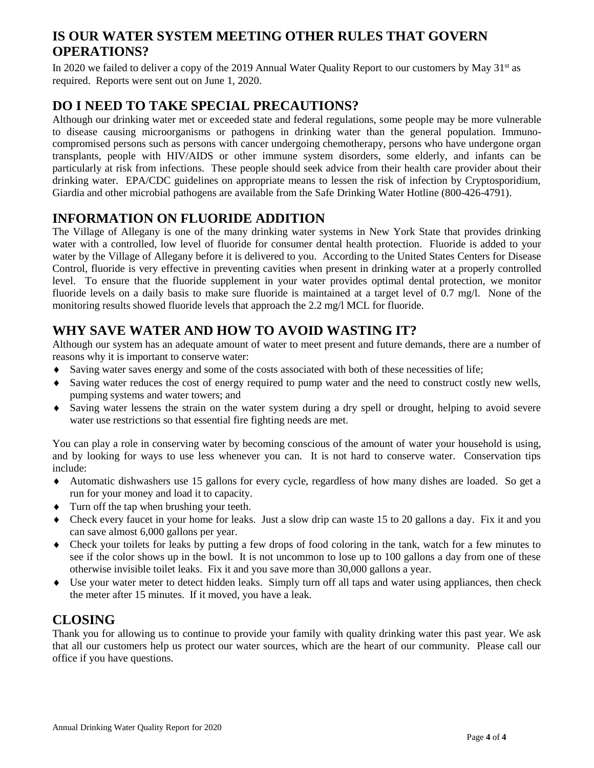## IS OUR WATER SYSTEM MEETING OTHER RULES THAT GOVERN OPERATIONS?

In 2020 we failed to deliver a copy of the 2019 Annual Water Quality Report to our customers by May 31st as required. Reports were sent out on June 1, 2020.

## DO I NEED TO TAKE SPECIAL PRECAUTIONS?

Although our drinking water met or exceeded state and federal regulations, some people may be more vulnerable to disease causing microorganisms or pathogens in drinking water than the general population. Immuno-compromised persons such as persons with cancer undergoing chemotherapy, persons who have undergone organ transplants, people with HIV/AIDS or other immune system disorders, some elderly, and infants can be particularly at risk from infections. These people should seek advice from their health care provider about their drinking water. EPA/CDC guidelines on appropriate means to lessen the risk of infection by Cryptosporidium, Giardia and other microbial pathogens are available from the Safe Drinking Water Hotline (800-426-4791).

## INFORMATION ON FLUORIDE ADDITION

The Village of Allegany is one of the many drinking water systems in New York State that provides drinking water with a controlled, low level of fluoride for consumer dental health protection. Fluoride is added to your water by the Village of Allegany before it is delivered to you. According to the United States Centers for Disease Control, fluoride is very effective in preventing cavities when present in drinking water at a properly controlled level. To ensure that the fluoride supplement in your water provides optimal dental protection, we monitor fluoride levels on a daily basis to make sure fluoride is maintained at a target level of 0.7 mg/l. None of the monitoring results showed fluoride levels that approach the 2.2 mg/l MCL for fluoride.

## WHY SAVE WATER AND HOW TO AVOID WASTING IT?

Although our system has an adequate amount of water to meet present and future demands, there are a number of reasons why it is important to conserve water:

- Saving water saves energy and some of the costs associated with both of these necessities of life;
- Saving water reduces the cost of energy required to pump water and the need to construct costly new wells, pumping systems and water towers; and
- Saving water lessens the strain on the water system during a dry spell or drought, helping to avoid severe water use restrictions so that essential fire fighting needs are met.

You can play a role in conserving water by becoming conscious of the amount of water your household is using, and by looking for ways to use less whenever you can. It is not hard to conserve water. Conservation tips include:

- Automatic dishwashers use 15 gallons for every cycle, regardless of how many dishes are loaded. So get a run for your money and load it to capacity.
- Turn off the tap when brushing your teeth.
- Check every faucet in your home for leaks. Just a slow drip can waste 15 to 20 gallons a day. Fix it and you can save almost 6,000 gallons per year.
- Check your toilets for leaks by putting a few drops of food coloring in the tank, watch for a few minutes to see if the color shows up in the bowl. It is not uncommon to lose up to 100 gallons a day from one of these otherwise invisible toilet leaks. Fix it and you save more than 30,000 gallons a year.
- Use your water meter to detect hidden leaks. Simply turn off all taps and water using appliances, then check the meter after 15 minutes. If it moved, you have a leak.

## CLOSING

Thank you for allowing us to continue to provide your family with quality drinking water this past year. We ask that all our customers help us protect our water sources, which are the heart of our community. Please call our office if you have questions.